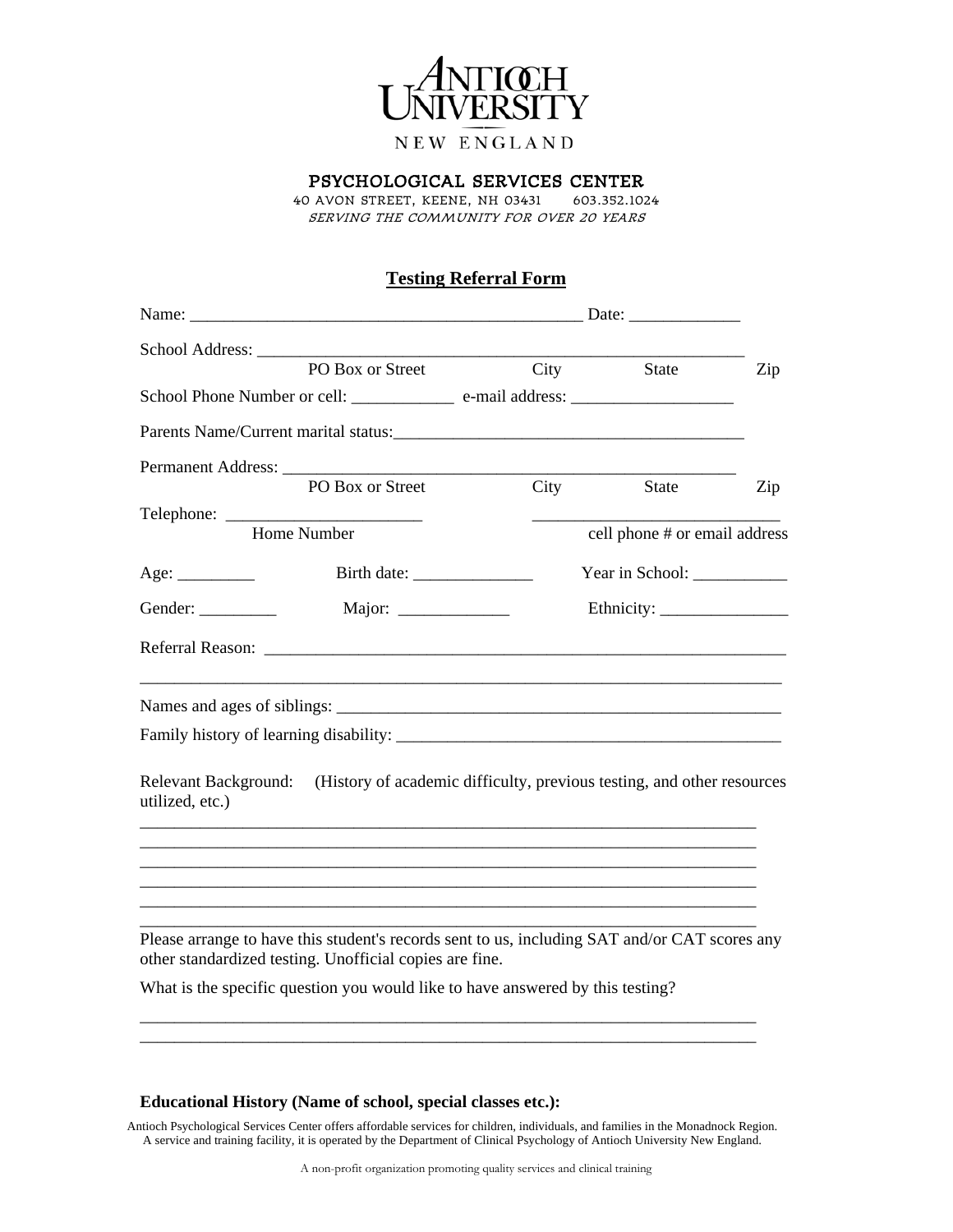# ANTIOCH UNIVERSITY NEW ENGLAND

## PSYCHOLOGICAL SERVICES CENTER

40 AVON STREET, KEENE, NH 03431    603.352.1024

*SERVING THE COMMUNITY FOR OVER 20 YEARS*

## Testing Referral Form

Name: _______________________________________________ Date: _____________

School Address: ____________________________________________________________
PO Box or Street    City    State    Zip

School Phone Number or cell: ____________ e-mail address: ___________________

Parents Name/Current marital status:_________________________________________

Permanent Address: _________________________________________________________
PO Box or Street    City    State    Zip

Telephone: _______________________    _____________________________
Home Number    cell phone # or email address

Age: _________    Birth date: ______________    Year in School: ___________

Gender: _________    Major: _____________    Ethnicity: _______________

Referral Reason: _______________________________________________________________

_______________________________________________________________________________

Names and ages of siblings: _____________________________________________________

Family history of learning disability: ______________________________________________

Relevant Background: (History of academic difficulty, previous testing, and other resources utilized, etc.)

_______________________________________________________________________________
_______________________________________________________________________________
_______________________________________________________________________________
_______________________________________________________________________________
_______________________________________________________________________________
_______________________________________________________________________________

Please arrange to have this student's records sent to us, including SAT and/or CAT scores any other standardized testing. Unofficial copies are fine.

What is the specific question you would like to have answered by this testing?

_______________________________________________________________________________
_______________________________________________________________________________

**Educational History (Name of school, special classes etc.):**

Antioch Psychological Services Center offers affordable services for children, individuals, and families in the Monadnock Region. A service and training facility, it is operated by the Department of Clinical Psychology of Antioch University New England.

A non-profit organization promoting quality services and clinical training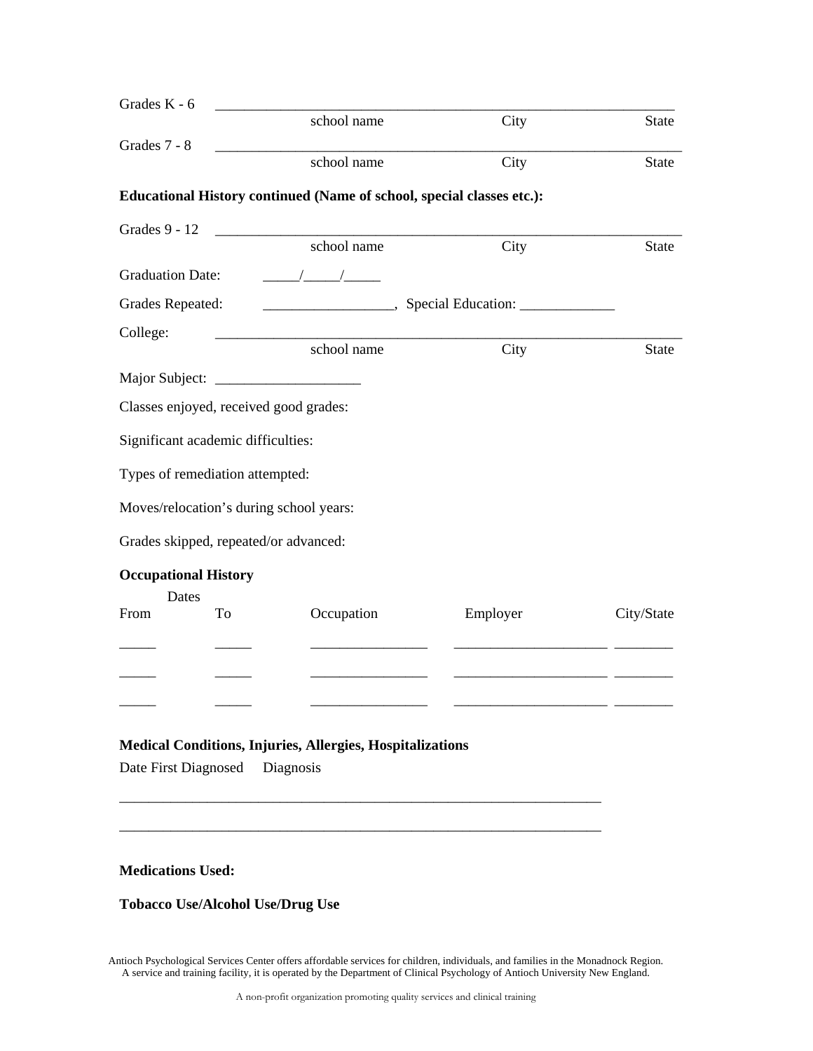Grades K - 6 ________________________________________________________________
school name City State

Grades 7 - 8 ________________________________________________________________
school name City State

**Educational History continued (Name of school, special classes etc.):**

Grades 9 - 12 ________________________________________________________________
school name City State

Graduation Date: _____/_____/_____

Grades Repeated: __________________, Special Education: _____________

College: ________________________________________________________________
school name City State

Major Subject: ____________________

Classes enjoyed, received good grades:

Significant academic difficulties:

Types of remediation attempted:

Moves/relocation's during school years:

Grades skipped, repeated/or advanced:

**Occupational History**

| Dates | | | | |
|---|---|---|---|---|
| From | To | Occupation | Employer | City/State |
| _____ | _____ | ________________ | _____________________ | ________ |
| _____ | _____ | ________________ | _____________________ | ________ |
| _____ | _____ | ________________ | _____________________ | ________ |

**Medical Conditions, Injuries, Allergies, Hospitalizations**

Date First Diagnosed Diagnosis

____________________________________________________________________

____________________________________________________________________

**Medications Used:**

**Tobacco Use/Alcohol Use/Drug Use**

Antioch Psychological Services Center offers affordable services for children, individuals, and families in the Monadnock Region. A service and training facility, it is operated by the Department of Clinical Psychology of Antioch University New England.

A non-profit organization promoting quality services and clinical training